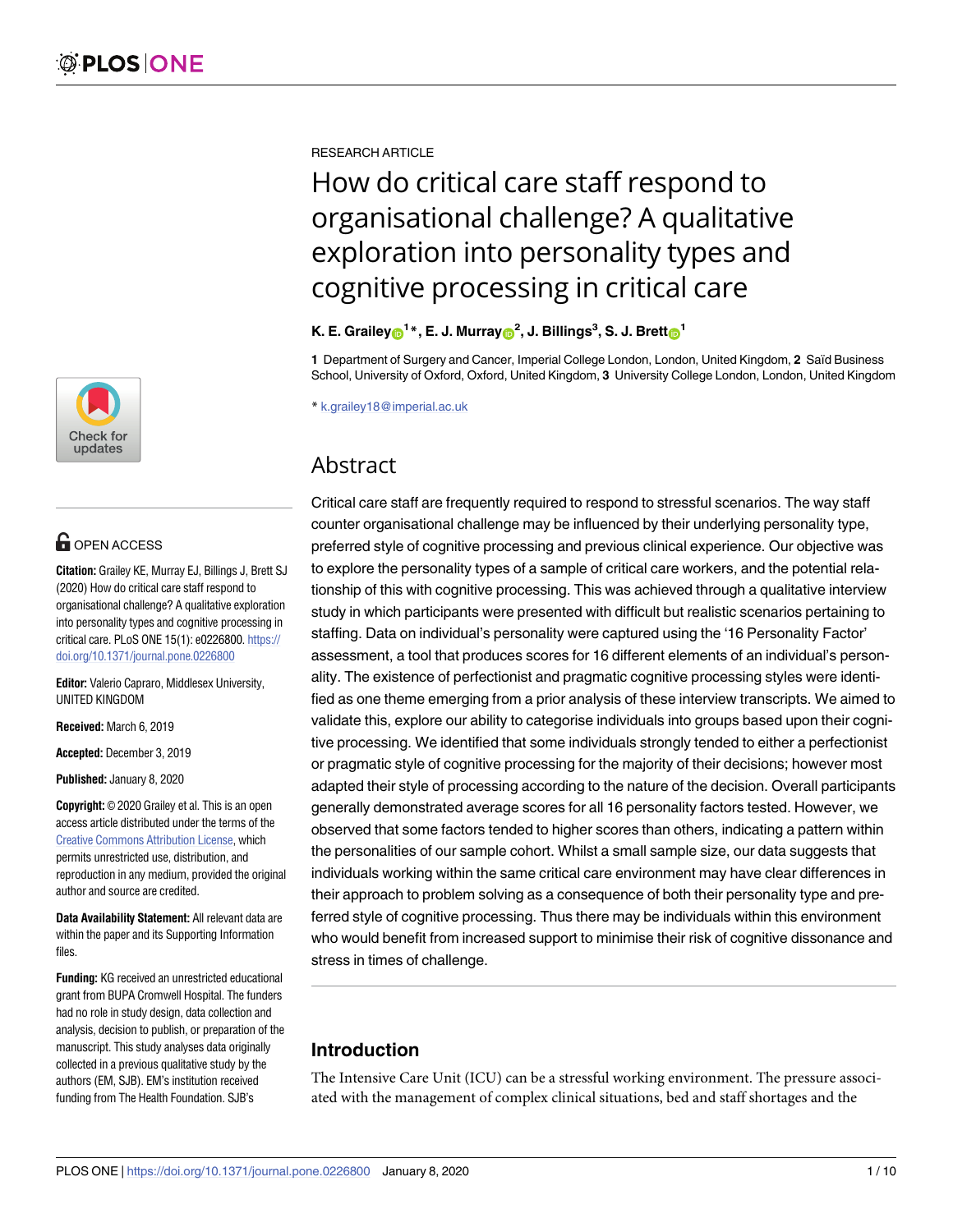RESEARCH ARTICLE

# How do critical care staff respond to organisational challenge? A qualitative exploration into personality types and cognitive processing in critical care

**K. E. Grailey[1]*, E. J. Murray[2], J. Billings[3], S. J. Brett[1]**

**1** Department of Surgery and Cancer, Imperial College London, London, United Kingdom, **2** Saïd Business School, University of Oxford, Oxford, United Kingdom, **3** University College London, London, United Kingdom

* k.grailey18@imperial.ac.uk

OPEN ACCESS

**Citation:** Grailey KE, Murray EJ, Billings J, Brett SJ (2020) How do critical care staff respond to organisational challenge? A qualitative exploration into personality types and cognitive processing in critical care. PLoS ONE 15(1): e0226800. https://doi.org/10.1371/journal.pone.0226800

**Editor:** Valerio Capraro, Middlesex University, UNITED KINGDOM

**Received:** March 6, 2019

**Accepted:** December 3, 2019

**Published:** January 8, 2020

**Copyright:** © 2020 Grailey et al. This is an open access article distributed under the terms of the Creative Commons Attribution License, which permits unrestricted use, distribution, and reproduction in any medium, provided the original author and source are credited.

**Data Availability Statement:** All relevant data are within the paper and its Supporting Information files.

**Funding:** KG received an unrestricted educational grant from BUPA Cromwell Hospital. The funders had no role in study design, data collection and analysis, decision to publish, or preparation of the manuscript. This study analyses data originally collected in a previous qualitative study by the authors (EM, SJB). EM's institution received funding from The Health Foundation. SJB's

## Abstract

Critical care staff are frequently required to respond to stressful scenarios. The way staff counter organisational challenge may be influenced by their underlying personality type, preferred style of cognitive processing and previous clinical experience. Our objective was to explore the personality types of a sample of critical care workers, and the potential relationship of this with cognitive processing. This was achieved through a qualitative interview study in which participants were presented with difficult but realistic scenarios pertaining to staffing. Data on individual's personality were captured using the '16 Personality Factor' assessment, a tool that produces scores for 16 different elements of an individual's personality. The existence of perfectionist and pragmatic cognitive processing styles were identified as one theme emerging from a prior analysis of these interview transcripts. We aimed to validate this, explore our ability to categorise individuals into groups based upon their cognitive processing. We identified that some individuals strongly tended to either a perfectionist or pragmatic style of cognitive processing for the majority of their decisions; however most adapted their style of processing according to the nature of the decision. Overall participants generally demonstrated average scores for all 16 personality factors tested. However, we observed that some factors tended to higher scores than others, indicating a pattern within the personalities of our sample cohort. Whilst a small sample size, our data suggests that individuals working within the same critical care environment may have clear differences in their approach to problem solving as a consequence of both their personality type and preferred style of cognitive processing. Thus there may be individuals within this environment who would benefit from increased support to minimise their risk of cognitive dissonance and stress in times of challenge.

## Introduction

The Intensive Care Unit (ICU) can be a stressful working environment. The pressure associated with the management of complex clinical situations, bed and staff shortages and the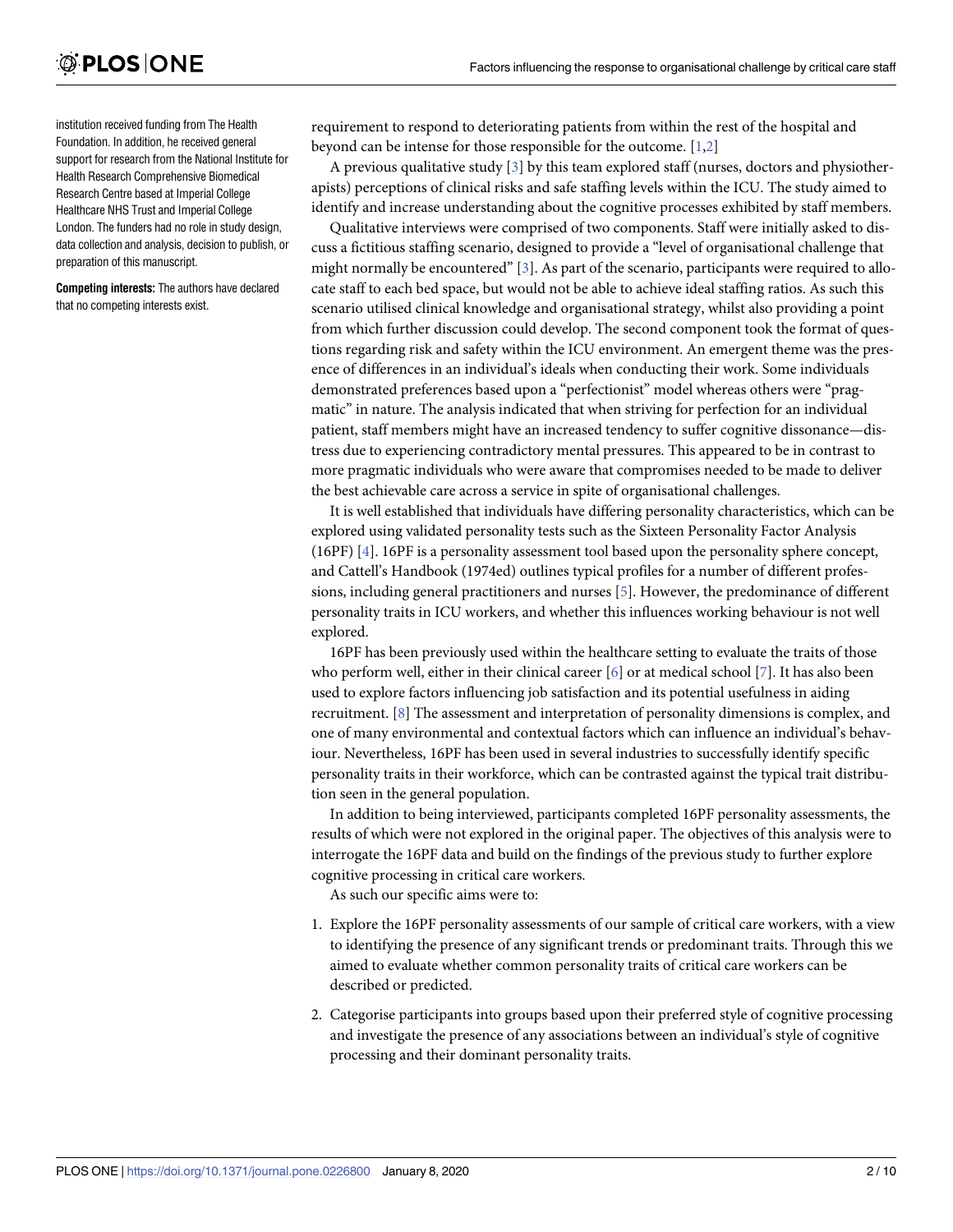institution received funding from The Health Foundation. In addition, he received general support for research from the National Institute for Health Research Comprehensive Biomedical Research Centre based at Imperial College Healthcare NHS Trust and Imperial College London. The funders had no role in study design, data collection and analysis, decision to publish, or preparation of this manuscript.

**Competing interests:** The authors have declared that no competing interests exist.

requirement to respond to deteriorating patients from within the rest of the hospital and beyond can be intense for those responsible for the outcome. [1,2]

A previous qualitative study [3] by this team explored staff (nurses, doctors and physiotherapists) perceptions of clinical risks and safe staffing levels within the ICU. The study aimed to identify and increase understanding about the cognitive processes exhibited by staff members.

Qualitative interviews were comprised of two components. Staff were initially asked to discuss a fictitious staffing scenario, designed to provide a "level of organisational challenge that might normally be encountered" [3]. As part of the scenario, participants were required to allocate staff to each bed space, but would not be able to achieve ideal staffing ratios. As such this scenario utilised clinical knowledge and organisational strategy, whilst also providing a point from which further discussion could develop. The second component took the format of questions regarding risk and safety within the ICU environment. An emergent theme was the presence of differences in an individual's ideals when conducting their work. Some individuals demonstrated preferences based upon a "perfectionist" model whereas others were "pragmatic" in nature. The analysis indicated that when striving for perfection for an individual patient, staff members might have an increased tendency to suffer cognitive dissonance—distress due to experiencing contradictory mental pressures. This appeared to be in contrast to more pragmatic individuals who were aware that compromises needed to be made to deliver the best achievable care across a service in spite of organisational challenges.

It is well established that individuals have differing personality characteristics, which can be explored using validated personality tests such as the Sixteen Personality Factor Analysis (16PF) [4]. 16PF is a personality assessment tool based upon the personality sphere concept, and Cattell's Handbook (1974ed) outlines typical profiles for a number of different professions, including general practitioners and nurses [5]. However, the predominance of different personality traits in ICU workers, and whether this influences working behaviour is not well explored.

16PF has been previously used within the healthcare setting to evaluate the traits of those who perform well, either in their clinical career [6] or at medical school [7]. It has also been used to explore factors influencing job satisfaction and its potential usefulness in aiding recruitment. [8] The assessment and interpretation of personality dimensions is complex, and one of many environmental and contextual factors which can influence an individual's behaviour. Nevertheless, 16PF has been used in several industries to successfully identify specific personality traits in their workforce, which can be contrasted against the typical trait distribution seen in the general population.

In addition to being interviewed, participants completed 16PF personality assessments, the results of which were not explored in the original paper. The objectives of this analysis were to interrogate the 16PF data and build on the findings of the previous study to further explore cognitive processing in critical care workers.

As such our specific aims were to:

1. Explore the 16PF personality assessments of our sample of critical care workers, with a view to identifying the presence of any significant trends or predominant traits. Through this we aimed to evaluate whether common personality traits of critical care workers can be described or predicted.
2. Categorise participants into groups based upon their preferred style of cognitive processing and investigate the presence of any associations between an individual's style of cognitive processing and their dominant personality traits.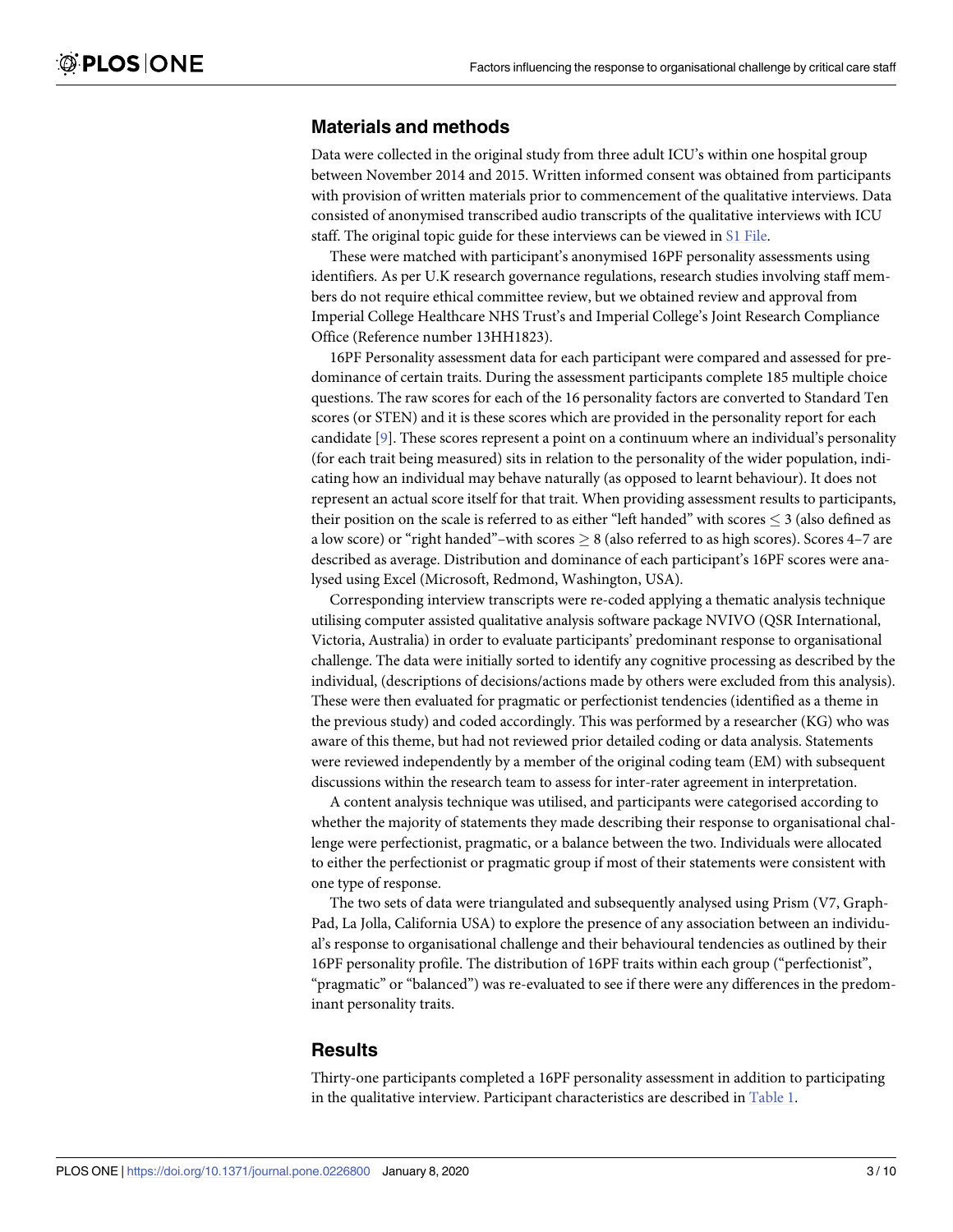## Materials and methods

Data were collected in the original study from three adult ICU's within one hospital group between November 2014 and 2015. Written informed consent was obtained from participants with provision of written materials prior to commencement of the qualitative interviews. Data consisted of anonymised transcribed audio transcripts of the qualitative interviews with ICU staff. The original topic guide for these interviews can be viewed in S1 File.

These were matched with participant's anonymised 16PF personality assessments using identifiers. As per U.K research governance regulations, research studies involving staff members do not require ethical committee review, but we obtained review and approval from Imperial College Healthcare NHS Trust's and Imperial College's Joint Research Compliance Office (Reference number 13HH1823).

16PF Personality assessment data for each participant were compared and assessed for predominance of certain traits. During the assessment participants complete 185 multiple choice questions. The raw scores for each of the 16 personality factors are converted to Standard Ten scores (or STEN) and it is these scores which are provided in the personality report for each candidate [9]. These scores represent a point on a continuum where an individual's personality (for each trait being measured) sits in relation to the personality of the wider population, indicating how an individual may behave naturally (as opposed to learnt behaviour). It does not represent an actual score itself for that trait. When providing assessment results to participants, their position on the scale is referred to as either "left handed" with scores $\leq 3$ (also defined as a low score) or "right handed"–with scores $\geq 8$ (also referred to as high scores). Scores 4–7 are described as average. Distribution and dominance of each participant's 16PF scores were analysed using Excel (Microsoft, Redmond, Washington, USA).

Corresponding interview transcripts were re-coded applying a thematic analysis technique utilising computer assisted qualitative analysis software package NVIVO (QSR International, Victoria, Australia) in order to evaluate participants' predominant response to organisational challenge. The data were initially sorted to identify any cognitive processing as described by the individual, (descriptions of decisions/actions made by others were excluded from this analysis). These were then evaluated for pragmatic or perfectionist tendencies (identified as a theme in the previous study) and coded accordingly. This was performed by a researcher (KG) who was aware of this theme, but had not reviewed prior detailed coding or data analysis. Statements were reviewed independently by a member of the original coding team (EM) with subsequent discussions within the research team to assess for inter-rater agreement in interpretation.

A content analysis technique was utilised, and participants were categorised according to whether the majority of statements they made describing their response to organisational challenge were perfectionist, pragmatic, or a balance between the two. Individuals were allocated to either the perfectionist or pragmatic group if most of their statements were consistent with one type of response.

The two sets of data were triangulated and subsequently analysed using Prism (V7, GraphPad, La Jolla, California USA) to explore the presence of any association between an individual's response to organisational challenge and their behavioural tendencies as outlined by their 16PF personality profile. The distribution of 16PF traits within each group ("perfectionist", "pragmatic" or "balanced") was re-evaluated to see if there were any differences in the predominant personality traits.

## Results

Thirty-one participants completed a 16PF personality assessment in addition to participating in the qualitative interview. Participant characteristics are described in Table 1.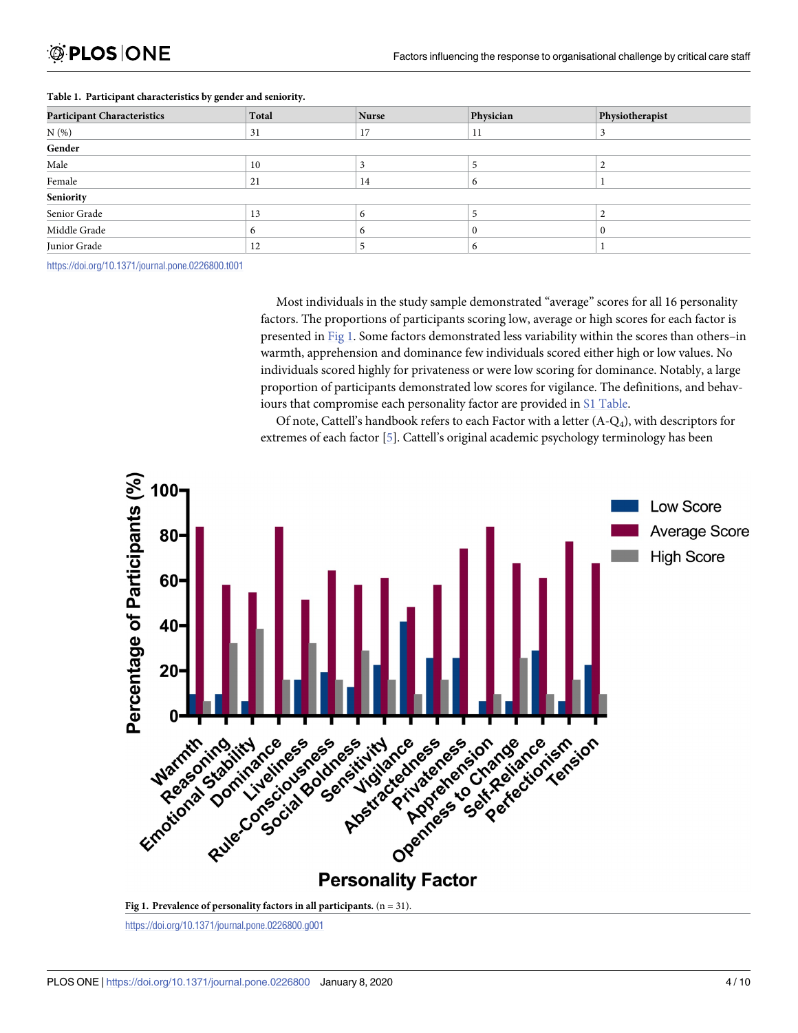**Table 1. Participant characteristics by gender and seniority.**

| Participant Characteristics | Total | Nurse | Physician | Physiotherapist |
|---|---|---|---|---|
| N (%) | 31 | 17 | 11 | 3 |
| **Gender** | | | | |
| Male | 10 | 3 | 5 | 2 |
| Female | 21 | 14 | 6 | 1 |
| **Seniority** | | | | |
| Senior Grade | 13 | 6 | 5 | 2 |
| Middle Grade | 6 | 6 | 0 | 0 |
| Junior Grade | 12 | 5 | 6 | 1 |

https://doi.org/10.1371/journal.pone.0226800.t001

Most individuals in the study sample demonstrated "average" scores for all 16 personality factors. The proportions of participants scoring low, average or high scores for each factor is presented in Fig 1. Some factors demonstrated less variability within the scores than others–in warmth, apprehension and dominance few individuals scored either high or low values. No individuals scored highly for privateness or were low scoring for dominance. Notably, a large proportion of participants demonstrated low scores for vigilance. The definitions, and behaviours that compromise each personality factor are provided in S1 Table.

Of note, Cattell's handbook refers to each Factor with a letter (A-$Q_4$), with descriptors for extremes of each factor [5]. Cattell's original academic psychology terminology has been

**Fig 1. Prevalence of personality factors in all participants.** (n = 31).

https://doi.org/10.1371/journal.pone.0226800.g001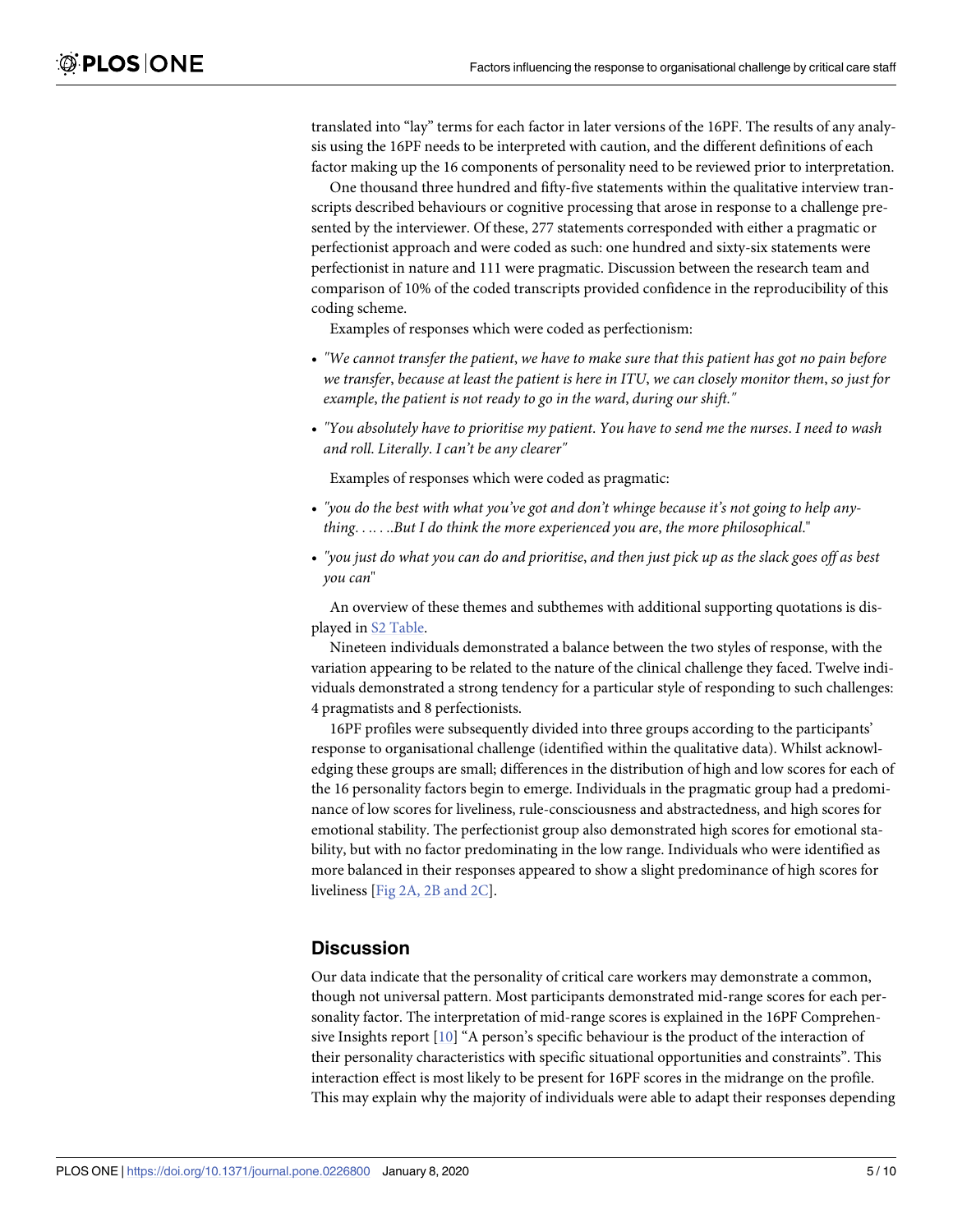translated into "lay" terms for each factor in later versions of the 16PF. The results of any analysis using the 16PF needs to be interpreted with caution, and the different definitions of each factor making up the 16 components of personality need to be reviewed prior to interpretation.

One thousand three hundred and fifty-five statements within the qualitative interview transcripts described behaviours or cognitive processing that arose in response to a challenge presented by the interviewer. Of these, 277 statements corresponded with either a pragmatic or perfectionist approach and were coded as such: one hundred and sixty-six statements were perfectionist in nature and 111 were pragmatic. Discussion between the research team and comparison of 10% of the coded transcripts provided confidence in the reproducibility of this coding scheme.

Examples of responses which were coded as perfectionism:

- *"We cannot transfer the patient, we have to make sure that this patient has got no pain before we transfer, because at least the patient is here in ITU, we can closely monitor them, so just for example, the patient is not ready to go in the ward, during our shift."*
- *"You absolutely have to prioritise my patient. You have to send me the nurses. I need to wash and roll. Literally. I can't be any clearer"*

Examples of responses which were coded as pragmatic:

- *"you do the best with what you've got and don't whinge because it's not going to help anything. . .. . ..But I do think the more experienced you are, the more philosophical."*
- *"you just do what you can do and prioritise, and then just pick up as the slack goes off as best you can"*

An overview of these themes and subthemes with additional supporting quotations is displayed in S2 Table.

Nineteen individuals demonstrated a balance between the two styles of response, with the variation appearing to be related to the nature of the clinical challenge they faced. Twelve individuals demonstrated a strong tendency for a particular style of responding to such challenges: 4 pragmatists and 8 perfectionists.

16PF profiles were subsequently divided into three groups according to the participants' response to organisational challenge (identified within the qualitative data). Whilst acknowledging these groups are small; differences in the distribution of high and low scores for each of the 16 personality factors begin to emerge. Individuals in the pragmatic group had a predominance of low scores for liveliness, rule-consciousness and abstractedness, and high scores for emotional stability. The perfectionist group also demonstrated high scores for emotional stability, but with no factor predominating in the low range. Individuals who were identified as more balanced in their responses appeared to show a slight predominance of high scores for liveliness [Fig 2A, 2B and 2C].

## Discussion

Our data indicate that the personality of critical care workers may demonstrate a common, though not universal pattern. Most participants demonstrated mid-range scores for each personality factor. The interpretation of mid-range scores is explained in the 16PF Comprehensive Insights report [10] "A person's specific behaviour is the product of the interaction of their personality characteristics with specific situational opportunities and constraints". This interaction effect is most likely to be present for 16PF scores in the midrange on the profile. This may explain why the majority of individuals were able to adapt their responses depending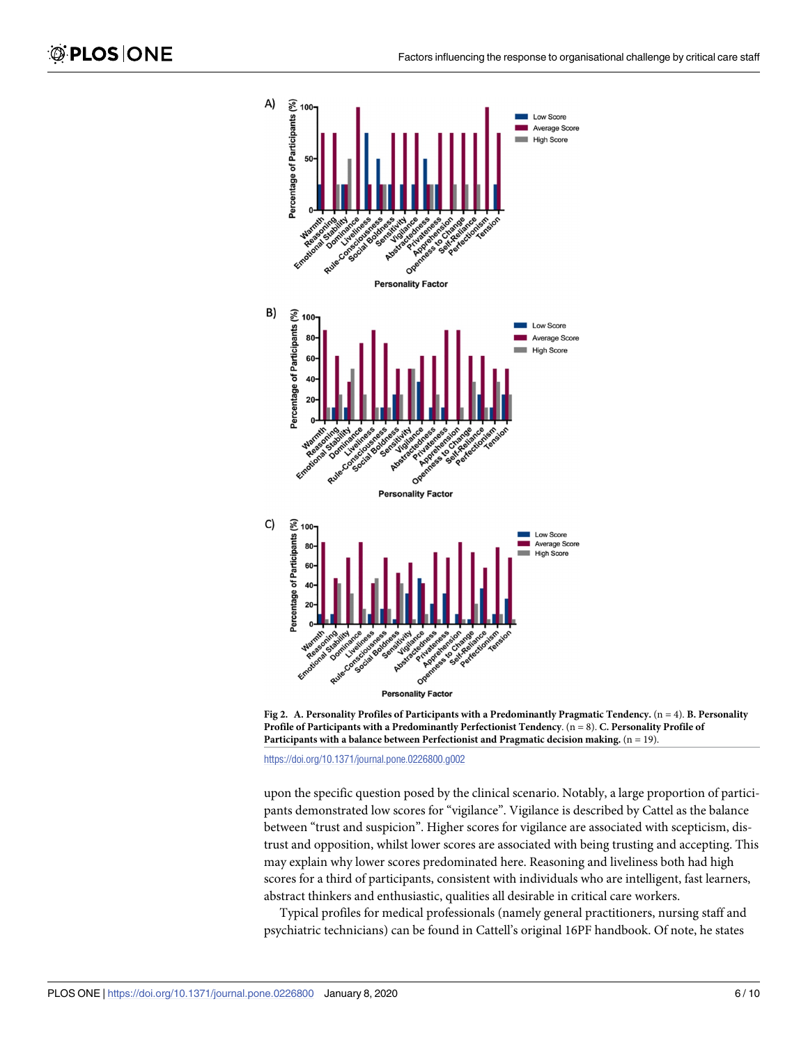**Fig 2. A. Personality Profiles of Participants with a Predominantly Pragmatic Tendency.** (n = 4). **B. Personality Profile of Participants with a Predominantly Perfectionist Tendency**. (n = 8). **C. Personality Profile of Participants with a balance between Perfectionist and Pragmatic decision making.** (n = 19).

https://doi.org/10.1371/journal.pone.0226800.g002

upon the specific question posed by the clinical scenario. Notably, a large proportion of participants demonstrated low scores for "vigilance". Vigilance is described by Cattel as the balance between "trust and suspicion". Higher scores for vigilance are associated with scepticism, distrust and opposition, whilst lower scores are associated with being trusting and accepting. This may explain why lower scores predominated here. Reasoning and liveliness both had high scores for a third of participants, consistent with individuals who are intelligent, fast learners, abstract thinkers and enthusiastic, qualities all desirable in critical care workers.

Typical profiles for medical professionals (namely general practitioners, nursing staff and psychiatric technicians) can be found in Cattell's original 16PF handbook. Of note, he states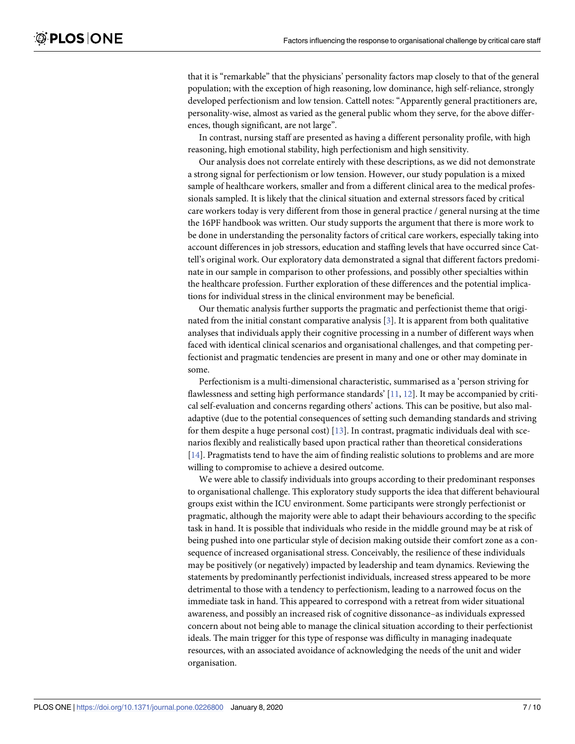that it is "remarkable" that the physicians' personality factors map closely to that of the general population; with the exception of high reasoning, low dominance, high self-reliance, strongly developed perfectionism and low tension. Cattell notes: "Apparently general practitioners are, personality-wise, almost as varied as the general public whom they serve, for the above differences, though significant, are not large".

In contrast, nursing staff are presented as having a different personality profile, with high reasoning, high emotional stability, high perfectionism and high sensitivity.

Our analysis does not correlate entirely with these descriptions, as we did not demonstrate a strong signal for perfectionism or low tension. However, our study population is a mixed sample of healthcare workers, smaller and from a different clinical area to the medical professionals sampled. It is likely that the clinical situation and external stressors faced by critical care workers today is very different from those in general practice / general nursing at the time the 16PF handbook was written. Our study supports the argument that there is more work to be done in understanding the personality factors of critical care workers, especially taking into account differences in job stressors, education and staffing levels that have occurred since Cattell's original work. Our exploratory data demonstrated a signal that different factors predominate in our sample in comparison to other professions, and possibly other specialties within the healthcare profession. Further exploration of these differences and the potential implications for individual stress in the clinical environment may be beneficial.

Our thematic analysis further supports the pragmatic and perfectionist theme that originated from the initial constant comparative analysis [3]. It is apparent from both qualitative analyses that individuals apply their cognitive processing in a number of different ways when faced with identical clinical scenarios and organisational challenges, and that competing perfectionist and pragmatic tendencies are present in many and one or other may dominate in some.

Perfectionism is a multi-dimensional characteristic, summarised as a 'person striving for flawlessness and setting high performance standards' [11, 12]. It may be accompanied by critical self-evaluation and concerns regarding others' actions. This can be positive, but also maladaptive (due to the potential consequences of setting such demanding standards and striving for them despite a huge personal cost) [13]. In contrast, pragmatic individuals deal with scenarios flexibly and realistically based upon practical rather than theoretical considerations [14]. Pragmatists tend to have the aim of finding realistic solutions to problems and are more willing to compromise to achieve a desired outcome.

We were able to classify individuals into groups according to their predominant responses to organisational challenge. This exploratory study supports the idea that different behavioural groups exist within the ICU environment. Some participants were strongly perfectionist or pragmatic, although the majority were able to adapt their behaviours according to the specific task in hand. It is possible that individuals who reside in the middle ground may be at risk of being pushed into one particular style of decision making outside their comfort zone as a consequence of increased organisational stress. Conceivably, the resilience of these individuals may be positively (or negatively) impacted by leadership and team dynamics. Reviewing the statements by predominantly perfectionist individuals, increased stress appeared to be more detrimental to those with a tendency to perfectionism, leading to a narrowed focus on the immediate task in hand. This appeared to correspond with a retreat from wider situational awareness, and possibly an increased risk of cognitive dissonance–as individuals expressed concern about not being able to manage the clinical situation according to their perfectionist ideals. The main trigger for this type of response was difficulty in managing inadequate resources, with an associated avoidance of acknowledging the needs of the unit and wider organisation.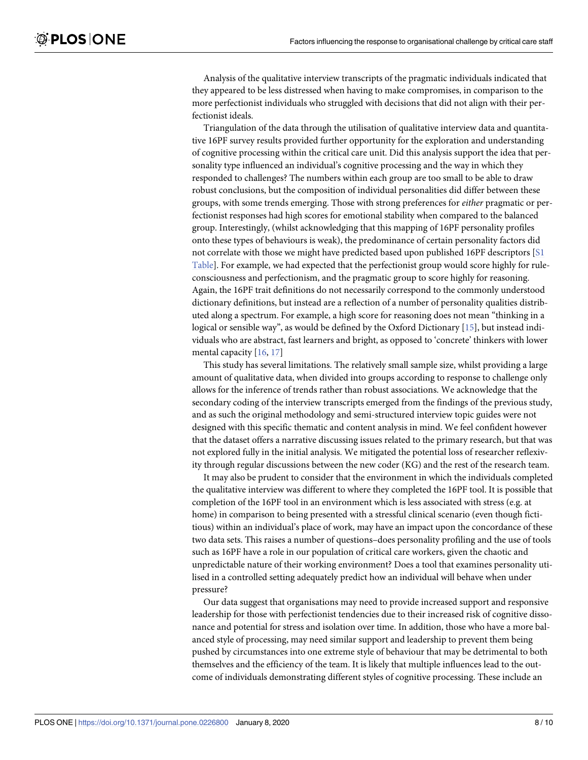Analysis of the qualitative interview transcripts of the pragmatic individuals indicated that they appeared to be less distressed when having to make compromises, in comparison to the more perfectionist individuals who struggled with decisions that did not align with their perfectionist ideals.

Triangulation of the data through the utilisation of qualitative interview data and quantitative 16PF survey results provided further opportunity for the exploration and understanding of cognitive processing within the critical care unit. Did this analysis support the idea that personality type influenced an individual's cognitive processing and the way in which they responded to challenges? The numbers within each group are too small to be able to draw robust conclusions, but the composition of individual personalities did differ between these groups, with some trends emerging. Those with strong preferences for *either* pragmatic or perfectionist responses had high scores for emotional stability when compared to the balanced group. Interestingly, (whilst acknowledging that this mapping of 16PF personality profiles onto these types of behaviours is weak), the predominance of certain personality factors did not correlate with those we might have predicted based upon published 16PF descriptors [S1 Table]. For example, we had expected that the perfectionist group would score highly for rule-consciousness and perfectionism, and the pragmatic group to score highly for reasoning. Again, the 16PF trait definitions do not necessarily correspond to the commonly understood dictionary definitions, but instead are a reflection of a number of personality qualities distributed along a spectrum. For example, a high score for reasoning does not mean "thinking in a logical or sensible way", as would be defined by the Oxford Dictionary [15], but instead individuals who are abstract, fast learners and bright, as opposed to 'concrete' thinkers with lower mental capacity [16, 17]

This study has several limitations. The relatively small sample size, whilst providing a large amount of qualitative data, when divided into groups according to response to challenge only allows for the inference of trends rather than robust associations. We acknowledge that the secondary coding of the interview transcripts emerged from the findings of the previous study, and as such the original methodology and semi-structured interview topic guides were not designed with this specific thematic and content analysis in mind. We feel confident however that the dataset offers a narrative discussing issues related to the primary research, but that was not explored fully in the initial analysis. We mitigated the potential loss of researcher reflexivity through regular discussions between the new coder (KG) and the rest of the research team.

It may also be prudent to consider that the environment in which the individuals completed the qualitative interview was different to where they completed the 16PF tool. It is possible that completion of the 16PF tool in an environment which is less associated with stress (e.g. at home) in comparison to being presented with a stressful clinical scenario (even though fictitious) within an individual's place of work, may have an impact upon the concordance of these two data sets. This raises a number of questions–does personality profiling and the use of tools such as 16PF have a role in our population of critical care workers, given the chaotic and unpredictable nature of their working environment? Does a tool that examines personality utilised in a controlled setting adequately predict how an individual will behave when under pressure?

Our data suggest that organisations may need to provide increased support and responsive leadership for those with perfectionist tendencies due to their increased risk of cognitive dissonance and potential for stress and isolation over time. In addition, those who have a more balanced style of processing, may need similar support and leadership to prevent them being pushed by circumstances into one extreme style of behaviour that may be detrimental to both themselves and the efficiency of the team. It is likely that multiple influences lead to the outcome of individuals demonstrating different styles of cognitive processing. These include an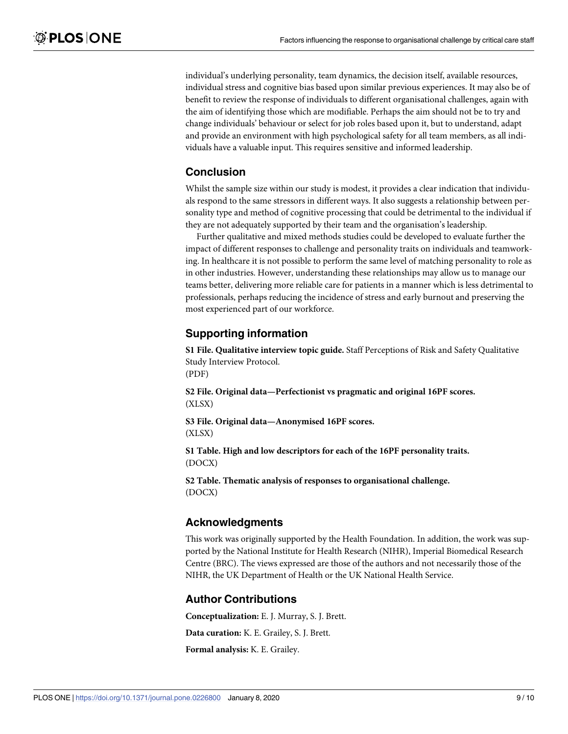individual's underlying personality, team dynamics, the decision itself, available resources, individual stress and cognitive bias based upon similar previous experiences. It may also be of benefit to review the response of individuals to different organisational challenges, again with the aim of identifying those which are modifiable. Perhaps the aim should not be to try and change individuals' behaviour or select for job roles based upon it, but to understand, adapt and provide an environment with high psychological safety for all team members, as all individuals have a valuable input. This requires sensitive and informed leadership.

## Conclusion

Whilst the sample size within our study is modest, it provides a clear indication that individuals respond to the same stressors in different ways. It also suggests a relationship between personality type and method of cognitive processing that could be detrimental to the individual if they are not adequately supported by their team and the organisation's leadership.

Further qualitative and mixed methods studies could be developed to evaluate further the impact of different responses to challenge and personality traits on individuals and teamworking. In healthcare it is not possible to perform the same level of matching personality to role as in other industries. However, understanding these relationships may allow us to manage our teams better, delivering more reliable care for patients in a manner which is less detrimental to professionals, perhaps reducing the incidence of stress and early burnout and preserving the most experienced part of our workforce.

## Supporting information

**S1 File. Qualitative interview topic guide.** Staff Perceptions of Risk and Safety Qualitative Study Interview Protocol.
(PDF)

**S2 File. Original data—Perfectionist vs pragmatic and original 16PF scores.**
(XLSX)

**S3 File. Original data—Anonymised 16PF scores.**
(XLSX)

**S1 Table. High and low descriptors for each of the 16PF personality traits.**
(DOCX)

**S2 Table. Thematic analysis of responses to organisational challenge.**
(DOCX)

## Acknowledgments

This work was originally supported by the Health Foundation. In addition, the work was supported by the National Institute for Health Research (NIHR), Imperial Biomedical Research Centre (BRC). The views expressed are those of the authors and not necessarily those of the NIHR, the UK Department of Health or the UK National Health Service.

## Author Contributions

**Conceptualization:** E. J. Murray, S. J. Brett.

**Data curation:** K. E. Grailey, S. J. Brett.

**Formal analysis:** K. E. Grailey.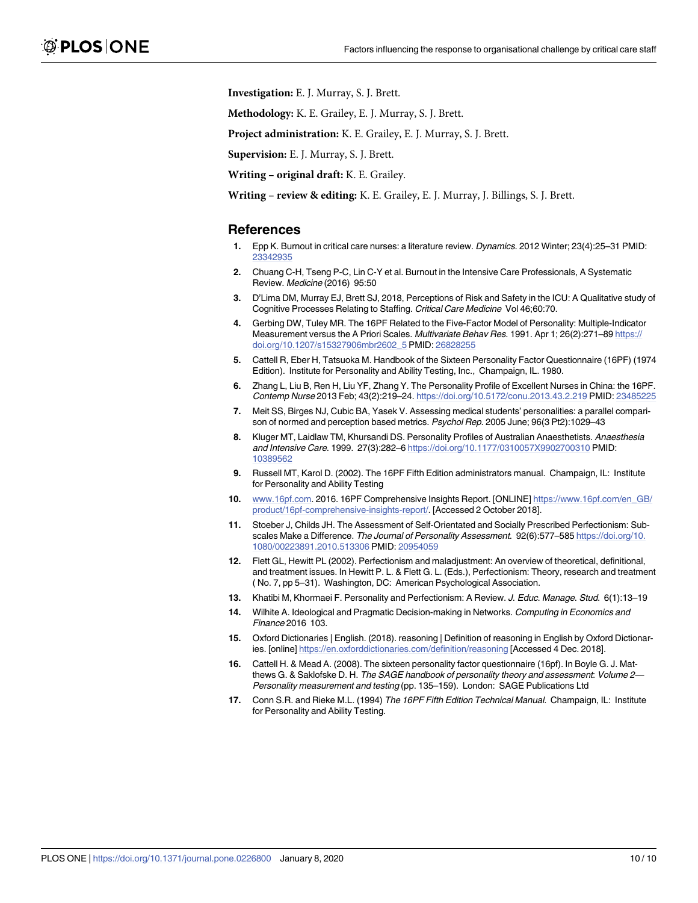**Investigation:** E. J. Murray, S. J. Brett.

**Methodology:** K. E. Grailey, E. J. Murray, S. J. Brett.

**Project administration:** K. E. Grailey, E. J. Murray, S. J. Brett.

**Supervision:** E. J. Murray, S. J. Brett.

**Writing – original draft:** K. E. Grailey.

**Writing – review & editing:** K. E. Grailey, E. J. Murray, J. Billings, S. J. Brett.

## References

1. Epp K. Burnout in critical care nurses: a literature review. *Dynamics*. 2012 Winter; 23(4):25–31 PMID: 23342935
2. Chuang C-H, Tseng P-C, Lin C-Y et al. Burnout in the Intensive Care Professionals, A Systematic Review. *Medicine* (2016) 95:50
3. D'Lima DM, Murray EJ, Brett SJ, 2018, Perceptions of Risk and Safety in the ICU: A Qualitative study of Cognitive Processes Relating to Staffing. *Critical Care Medicine* Vol 46;60:70.
4. Gerbing DW, Tuley MR. The 16PF Related to the Five-Factor Model of Personality: Multiple-Indicator Measurement versus the A Priori Scales. *Multivariate Behav Res*. 1991. Apr 1; 26(2):271–89 https://doi.org/10.1207/s15327906mbr2602_5 PMID: 26828255
5. Cattell R, Eber H, Tatsuoka M. Handbook of the Sixteen Personality Factor Questionnaire (16PF) (1974 Edition). Institute for Personality and Ability Testing, Inc., Champaign, IL. 1980.
6. Zhang L, Liu B, Ren H, Liu YF, Zhang Y. The Personality Profile of Excellent Nurses in China: the 16PF. *Contemp Nurse* 2013 Feb; 43(2):219–24. https://doi.org/10.5172/conu.2013.43.2.219 PMID: 23485225
7. Meit SS, Birges NJ, Cubic BA, Yasek V. Assessing medical students' personalities: a parallel comparison of normed and perception based metrics. *Psychol Rep*. 2005 June; 96(3 Pt2):1029–43
8. Kluger MT, Laidlaw TM, Khursandi DS. Personality Profiles of Australian Anaesthetists. *Anaesthesia and Intensive Care*. 1999. 27(3):282–6 https://doi.org/10.1177/0310057X9902700310 PMID: 10389562
9. Russell MT, Karol D. (2002). The 16PF Fifth Edition administrators manual. Champaign, IL: Institute for Personality and Ability Testing
10. www.16pf.com. 2016. 16PF Comprehensive Insights Report. [ONLINE] https://www.16pf.com/en_GB/product/16pf-comprehensive-insights-report/. [Accessed 2 October 2018].
11. Stoeber J, Childs JH. The Assessment of Self-Orientated and Socially Prescribed Perfectionism: Subscales Make a Difference. *The Journal of Personality Assessment*. 92(6):577–585 https://doi.org/10.1080/00223891.2010.513306 PMID: 20954059
12. Flett GL, Hewitt PL (2002). Perfectionism and maladjustment: An overview of theoretical, definitional, and treatment issues. In Hewitt P. L. & Flett G. L. (Eds.), Perfectionism: Theory, research and treatment ( No. 7, pp 5–31). Washington, DC: American Psychological Association.
13. Khatibi M, Khormaei F. Personality and Perfectionism: A Review. *J. Educ. Manage. Stud.* 6(1):13–19
14. Wilhite A. Ideological and Pragmatic Decision-making in Networks. *Computing in Economics and Finance* 2016 103.
15. Oxford Dictionaries | English. (2018). reasoning | Definition of reasoning in English by Oxford Dictionaries. [online] https://en.oxforddictionaries.com/definition/reasoning [Accessed 4 Dec. 2018].
16. Cattell H. & Mead A. (2008). The sixteen personality factor questionnaire (16pf). In Boyle G. J. Matthews G. & Saklofske D. H. *The SAGE handbook of personality theory and assessment*: *Volume 2—Personality measurement and testing* (pp. 135–159). London: SAGE Publications Ltd
17. Conn S.R. and Rieke M.L. (1994) *The 16PF Fifth Edition Technical Manual*. Champaign, IL: Institute for Personality and Ability Testing.